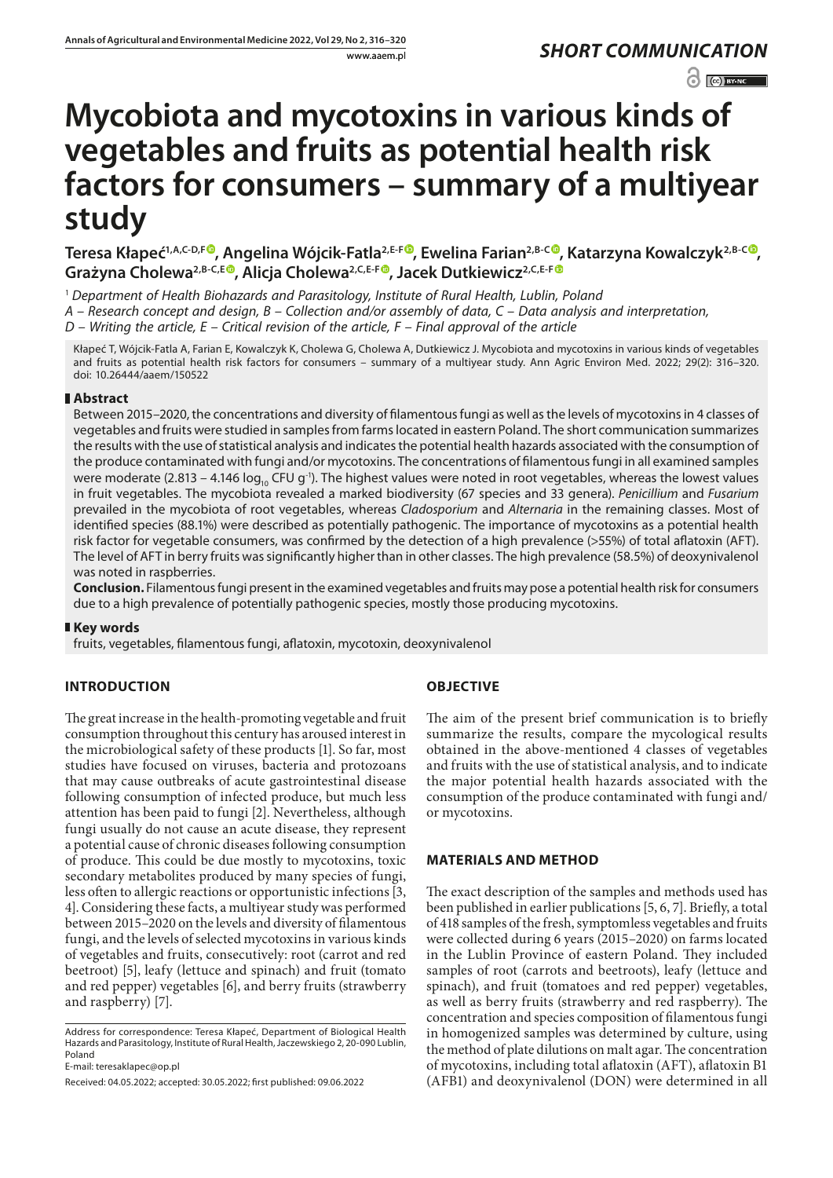*SHORT COMMUNICATION*

# Mycobiota and mycotoxins in various kinds of vegetables and fruits as potential health risk factors for consumers – summary of a multiyear study

**Teresa Kłapeć[1,A,C-D,F], Angelina Wójcik-Fatla[2,E-F], Ewelina Farian[2,B-C], Katarzyna Kowalczyk[2,B-C], Grażyna Cholewa[2,B-C,E], Alicja Cholewa[2,C,E-F], Jacek Dutkiewicz[2,C,E-F]**

[1] *Department of Health Biohazards and Parasitology, Institute of Rural Health, Lublin, Poland*

*A – Research concept and design, B – Collection and/or assembly of data, C – Data analysis and interpretation, D – Writing the article, E – Critical revision of the article, F – Final approval of the article*

Kłapeć T, Wójcik-Fatla A, Farian E, Kowalczyk K, Cholewa G, Cholewa A, Dutkiewicz J. Mycobiota and mycotoxins in various kinds of vegetables and fruits as potential health risk factors for consumers – summary of a multiyear study. Ann Agric Environ Med. 2022; 29(2): 316–320. doi: 10.26444/aaem/150522

## Abstract

Between 2015–2020, the concentrations and diversity of filamentous fungi as well as the levels of mycotoxins in 4 classes of vegetables and fruits were studied in samples from farms located in eastern Poland. The short communication summarizes the results with the use of statistical analysis and indicates the potential health hazards associated with the consumption of the produce contaminated with fungi and/or mycotoxins. The concentrations of filamentous fungi in all examined samples were moderate (2.813 – 4.146 $\log_{10}$ CFU $g^{-1}$). The highest values were noted in root vegetables, whereas the lowest values in fruit vegetables. The mycobiota revealed a marked biodiversity (67 species and 33 genera). *Penicillium* and *Fusarium* prevailed in the mycobiota of root vegetables, whereas *Cladosporium* and *Alternaria* in the remaining classes. Most of identified species (88.1%) were described as potentially pathogenic. The importance of mycotoxins as a potential health risk factor for vegetable consumers, was confirmed by the detection of a high prevalence (>55%) of total aflatoxin (AFT). The level of AFT in berry fruits was significantly higher than in other classes. The high prevalence (58.5%) of deoxynivalenol was noted in raspberries.

**Conclusion.** Filamentous fungi present in the examined vegetables and fruits may pose a potential health risk for consumers due to a high prevalence of potentially pathogenic species, mostly those producing mycotoxins.

## Key words

fruits, vegetables, filamentous fungi, aflatoxin, mycotoxin, deoxynivalenol

## INTRODUCTION

The great increase in the health-promoting vegetable and fruit consumption throughout this century has aroused interest in the microbiological safety of these products [1]. So far, most studies have focused on viruses, bacteria and protozoans that may cause outbreaks of acute gastrointestinal disease following consumption of infected produce, but much less attention has been paid to fungi [2]. Nevertheless, although fungi usually do not cause an acute disease, they represent a potential cause of chronic diseases following consumption of produce. This could be due mostly to mycotoxins, toxic secondary metabolites produced by many species of fungi, less often to allergic reactions or opportunistic infections [3, 4]. Considering these facts, a multiyear study was performed between 2015–2020 on the levels and diversity of filamentous fungi, and the levels of selected mycotoxins in various kinds of vegetables and fruits, consecutively: root (carrot and red beetroot) [5], leafy (lettuce and spinach) and fruit (tomato and red pepper) vegetables [6], and berry fruits (strawberry and raspberry) [7].

Address for correspondence: Teresa Kłapeć, Department of Biological Health Hazards and Parasitology, Institute of Rural Health, Jaczewskiego 2, 20-090 Lublin, Poland
E-mail: teresaklapec@op.pl

Received: 04.05.2022; accepted: 30.05.2022; first published: 09.06.2022

## OBJECTIVE

The aim of the present brief communication is to briefly summarize the results, compare the mycological results obtained in the above-mentioned 4 classes of vegetables and fruits with the use of statistical analysis, and to indicate the major potential health hazards associated with the consumption of the produce contaminated with fungi and/or mycotoxins.

## MATERIALS AND METHOD

The exact description of the samples and methods used has been published in earlier publications [5, 6, 7]. Briefly, a total of 418 samples of the fresh, symptomless vegetables and fruits were collected during 6 years (2015–2020) on farms located in the Lublin Province of eastern Poland. They included samples of root (carrots and beetroots), leafy (lettuce and spinach), and fruit (tomatoes and red pepper) vegetables, as well as berry fruits (strawberry and red raspberry). The concentration and species composition of filamentous fungi in homogenized samples was determined by culture, using the method of plate dilutions on malt agar. The concentration of mycotoxins, including total aflatoxin (AFT), aflatoxin B1 (AFB1) and deoxynivalenol (DON) were determined in all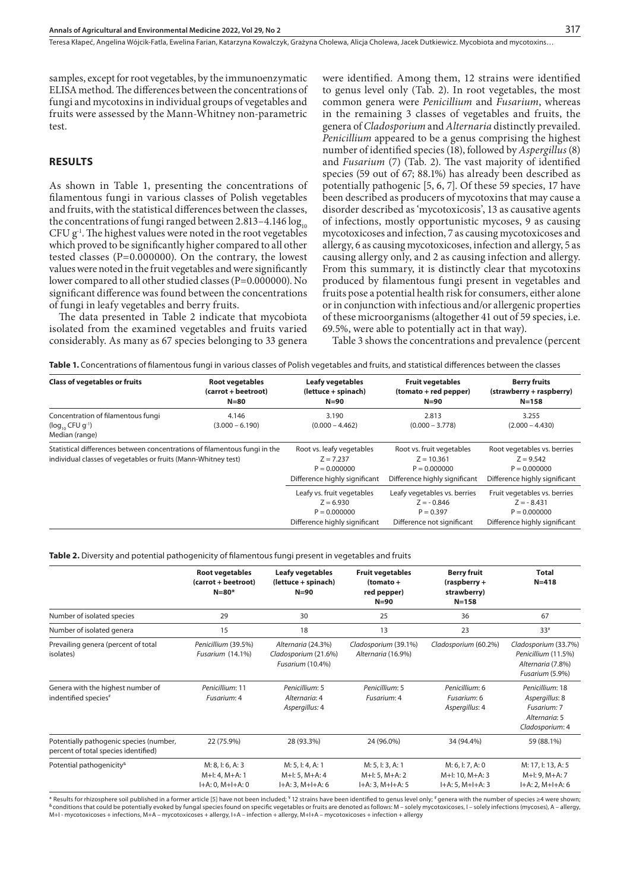samples, except for root vegetables, by the immunoenzymatic ELISA method. The differences between the concentrations of fungi and mycotoxins in individual groups of vegetables and fruits were assessed by the Mann-Whitney non-parametric test.

## RESULTS

As shown in Table 1, presenting the concentrations of filamentous fungi in various classes of Polish vegetables and fruits, with the statistical differences between the classes, the concentrations of fungi ranged between 2.813–4.146 $\log_{10}$ CFU $g^{-1}$. The highest values were noted in the root vegetables which proved to be significantly higher compared to all other tested classes (P=0.000000). On the contrary, the lowest values were noted in the fruit vegetables and were significantly lower compared to all other studied classes (P=0.000000). No significant difference was found between the concentrations of fungi in leafy vegetables and berry fruits.

The data presented in Table 2 indicate that mycobiota isolated from the examined vegetables and fruits varied considerably. As many as 67 species belonging to 33 genera were identified. Among them, 12 strains were identified to genus level only (Tab. 2). In root vegetables, the most common genera were *Penicillium* and *Fusarium*, whereas in the remaining 3 classes of vegetables and fruits, the genera of *Cladosporium* and *Alternaria* distinctly prevailed. *Penicillium* appeared to be a genus comprising the highest number of identified species (18), followed by *Aspergillus* (8) and *Fusarium* (7) (Tab. 2). The vast majority of identified species (59 out of 67; 88.1%) has already been described as potentially pathogenic [5, 6, 7]. Of these 59 species, 17 have been described as producers of mycotoxins that may cause a disorder described as 'mycotoxicosis', 13 as causative agents of infections, mostly opportunistic mycoses, 9 as causing mycotoxicoses and infection, 7 as causing mycotoxicoses and allergy, 6 as causing mycotoxicoses, infection and allergy, 5 as causing allergy only, and 2 as causing infection and allergy. From this summary, it is distinctly clear that mycotoxins produced by filamentous fungi present in vegetables and fruits pose a potential health risk for consumers, either alone or in conjunction with infectious and/or allergenic properties of these microorganisms (altogether 41 out of 59 species, i.e. 69.5%, were able to potentially act in that way).

Table 3 shows the concentrations and prevalence (percent

**Table 1.** Concentrations of filamentous fungi in various classes of Polish vegetables and fruits, and statistical differences between the classes

| Class of vegetables or fruits | Root vegetables (carrot + beetroot) N=80 | Leafy vegetables (lettuce + spinach) N=90 | Fruit vegetables (tomato + red pepper) N=90 | Berry fruits (strawberry + raspberry) N=158 |
|---|---|---|---|---|
| Concentration of filamentous fungi ($\log_{10}$ CFU $g^{-1}$) Median (range) | 4.146 (3.000 – 6.190) | 3.190 (0.000 – 4.462) | 2.813 (0.000 – 3.778) | 3.255 (2.000 – 4.430) |
| Statistical differences between concentrations of filamentous fungi in the individual classes of vegetables or fruits (Mann-Whitney test) | | Root vs. leafy vegetables $Z = 7.237$ $P = 0.000000$ Difference highly significant | Root vs. fruit vegetables $Z = 10.361$ $P = 0.000000$ Difference highly significant | Root vegetables vs. berries $Z = 9.542$ $P = 0.000000$ Difference highly significant |
| | | Leafy vs. fruit vegetables $Z = 6.930$ $P = 0.000000$ Difference highly significant | Leafy vegetables vs. berries $Z = -0.846$ $P = 0.397$ Difference not significant | Fruit vegetables vs. berries $Z = -8.431$ $P = 0.000000$ Difference highly significant |

**Table 2.** Diversity and potential pathogenicity of filamentous fungi present in vegetables and fruits

| | Root vegetables (carrot + beetroot) N=80* | Leafy vegetables (lettuce + spinach) N=90 | Fruit vegetables (tomato + red pepper) N=90 | Berry fruit (raspberry + strawberry) N=158 | Total N=418 |
|---|---|---|---|---|---|
| Number of isolated species | 29 | 30 | 25 | 36 | 67 |
| Number of isolated genera | 15 | 18 | 13 | 23 | 33[¥] |
| Prevailing genera (percent of total isolates) | *Penicillium* (39.5%) *Fusarium* (14.1%) | *Alternaria* (24.3%) *Cladosporium* (21.6%) *Fusarium* (10.4%) | *Cladosporium* (39.1%) *Alternaria* (16.9%) | *Cladosporium* (60.2%) | *Cladosporium* (33.7%) *Penicillium* (11.5%) *Alternaria* (7.8%) *Fusarium* (5.9%) |
| Genera with the highest number of indentified species[#] | *Penicillium*: 11 *Fusarium*: 4 | *Penicillium*: 5 *Alternaria*: 4 *Aspergillus*: 4 | *Penicillium*: 5 *Fusarium*: 4 | *Penicillium*: 6 *Fusarium*: 6 *Aspergillus*: 4 | *Penicillium*: 18 *Aspergillus*: 8 *Fusarium*: 7 *Alternaria*: 5 *Cladosporium*: 4 |
| Potentially pathogenic species (number, percent of total species identified) | 22 (75.9%) | 28 (93.3%) | 24 (96.0%) | 34 (94.4%) | 59 (88.1%) |
| Potential pathogenicity[&] | M: 8, I: 6, A: 3 M+I: 4, M+A: 1 I+A: 0, M+I+A: 0 | M: 5, I: 4, A: 1 M+I: 5, M+A: 4 I+A: 3, M+I+A: 6 | M: 5, I: 3, A: 1 M+I: 5, M+A: 2 I+A: 3, M+I+A: 5 | M: 6, I: 7, A: 0 M+I: 10, M+A: 3 I+A: 5, M+I+A: 3 | M: 17, I: 13, A: 5 M+I: 9, M+A: 7 I+A: 2, M+I+A: 6 |

\* Results for rhizosphere soil published in a former article [5] have not been included; [¥] 12 strains have been identified to genus level only; [#] genera with the number of species ≥4 were shown; [&] conditions that could be potentially evoked by fungal species found on specific vegetables or fruits are denoted as follows: M – solely mycotoxicoses, I – solely infections (mycoses), A – allergy, M+I - mycotoxicoses + infections, M+A – mycotoxicoses + allergy, I+A – infection + allergy, M+I+A – mycotoxicoses + infection + allergy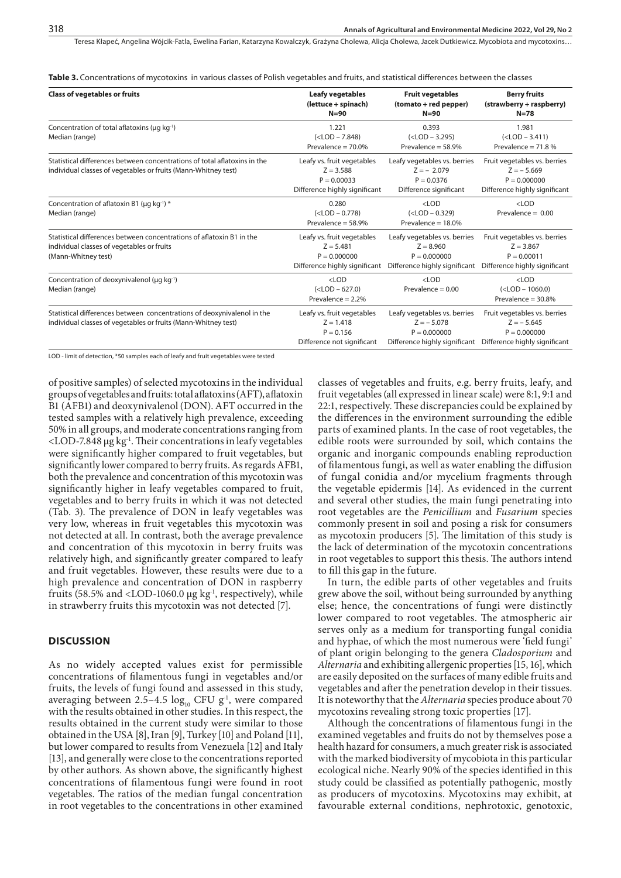**Table 3.** Concentrations of mycotoxins in various classes of Polish vegetables and fruits, and statistical differences between the classes

| Class of vegetables or fruits | Leafy vegetables (lettuce + spinach) N=90 | Fruit vegetables (tomato + red pepper) N=90 | Berry fruits (strawberry + raspberry) N=78 |
|---|---|---|---|
| Concentration of total aflatoxins (μg kg$^{-1}$) Median (range) | 1.221 (<LOD – 7.848) Prevalence = 70.0% | 0.393 (<LOD – 3.295) Prevalence = 58.9% | 1.981 (<LOD – 3.411) Prevalence = 71.8 % |
| Statistical differences between concentrations of total aflatoxins in the individual classes of vegetables or fruits (Mann-Whitney test) | Leafy vs. fruit vegetables $Z = 3.588$ $P = 0.00033$ Difference highly significant | Leafy vegetables vs. berries $Z = -2.079$ $P = 0.0376$ Difference significant | Fruit vegetables vs. berries $Z = -5.669$ $P = 0.000000$ Difference highly significant |
| Concentration of aflatoxin B1 (μg kg$^{-1}$) * Median (range) | 0.280 (<LOD – 0.778) Prevalence = 58.9% | <LOD (<LOD – 0.329) Prevalence = 18.0% | <LOD Prevalence = 0.00 |
| Statistical differences between concentrations of aflatoxin B1 in the individual classes of vegetables or fruits (Mann-Whitney test) | Leafy vs. fruit vegetables $Z = 5.481$ $P = 0.000000$ Difference highly significant | Leafy vegetables vs. berries $Z = 8.960$ $P = 0.000000$ Difference highly significant | Fruit vegetables vs. berries $Z = 3.867$ $P = 0.00011$ Difference highly significant |
| Concentration of deoxynivalenol (μg kg$^{-1}$) Median (range) | <LOD (<LOD – 627.0) Prevalence = 2.2% | <LOD Prevalence = 0.00 | <LOD (<LOD – 1060.0) Prevalence = 30.8% |
| Statistical differences between concentrations of deoxynivalenol in the individual classes of vegetables or fruits (Mann-Whitney test) | Leafy vs. fruit vegetables $Z = 1.418$ $P = 0.156$ Difference not significant | Leafy vegetables vs. berries $Z = -5.078$ $P = 0.000000$ Difference highly significant | Fruit vegetables vs. berries $Z = -5.645$ $P = 0.000000$ Difference highly significant |

LOD - limit of detection, *50 samples each of leafy and fruit vegetables were tested

of positive samples) of selected mycotoxins in the individual groups of vegetables and fruits: total aflatoxins (AFT), aflatoxin B1 (AFB1) and deoxynivalenol (DON). AFT occurred in the tested samples with a relatively high prevalence, exceeding 50% in all groups, and moderate concentrations ranging from <LOD-7.848 μg kg$^{-1}$. Their concentrations in leafy vegetables were significantly higher compared to fruit vegetables, but significantly lower compared to berry fruits. As regards AFB1, both the prevalence and concentration of this mycotoxin was significantly higher in leafy vegetables compared to fruit, vegetables and to berry fruits in which it was not detected (Tab. 3). The prevalence of DON in leafy vegetables was very low, whereas in fruit vegetables this mycotoxin was not detected at all. In contrast, both the average prevalence and concentration of this mycotoxin in berry fruits was relatively high, and significantly greater compared to leafy and fruit vegetables. However, these results were due to a high prevalence and concentration of DON in raspberry fruits (58.5% and <LOD-1060.0 μg kg$^{-1}$, respectively), while in strawberry fruits this mycotoxin was not detected [7].

## DISCUSSION

As no widely accepted values exist for permissible concentrations of filamentous fungi in vegetables and/or fruits, the levels of fungi found and assessed in this study, averaging between 2.5–4.5 $\log_{10}$ CFU g$^{-1}$, were compared with the results obtained in other studies. In this respect, the results obtained in the current study were similar to those obtained in the USA [8], Iran [9], Turkey [10] and Poland [11], but lower compared to results from Venezuela [12] and Italy [13], and generally were close to the concentrations reported by other authors. As shown above, the significantly highest concentrations of filamentous fungi were found in root vegetables. The ratios of the median fungal concentration in root vegetables to the concentrations in other examined classes of vegetables and fruits, e.g. berry fruits, leafy, and fruit vegetables (all expressed in linear scale) were 8:1, 9:1 and 22:1, respectively. These discrepancies could be explained by the differences in the environment surrounding the edible parts of examined plants. In the case of root vegetables, the edible roots were surrounded by soil, which contains the organic and inorganic compounds enabling reproduction of filamentous fungi, as well as water enabling the diffusion of fungal conidia and/or mycelium fragments through the vegetable epidermis [14]. As evidenced in the current and several other studies, the main fungi penetrating into root vegetables are the *Penicillium* and *Fusarium* species commonly present in soil and posing a risk for consumers as mycotoxin producers [5]. The limitation of this study is the lack of determination of the mycotoxin concentrations in root vegetables to support this thesis. The authors intend to fill this gap in the future.

In turn, the edible parts of other vegetables and fruits grew above the soil, without being surrounded by anything else; hence, the concentrations of fungi were distinctly lower compared to root vegetables. The atmospheric air serves only as a medium for transporting fungal conidia and hyphae, of which the most numerous were 'field fungi' of plant origin belonging to the genera *Cladosporium* and *Alternaria* and exhibiting allergenic properties [15, 16], which are easily deposited on the surfaces of many edible fruits and vegetables and after the penetration develop in their tissues. It is noteworthy that the *Alternaria* species produce about 70 mycotoxins revealing strong toxic properties [17].

Although the concentrations of filamentous fungi in the examined vegetables and fruits do not by themselves pose a health hazard for consumers, a much greater risk is associated with the marked biodiversity of mycobiota in this particular ecological niche. Nearly 90% of the species identified in this study could be classified as potentially pathogenic, mostly as producers of mycotoxins. Mycotoxins may exhibit, at favourable external conditions, nephrotoxic, genotoxic,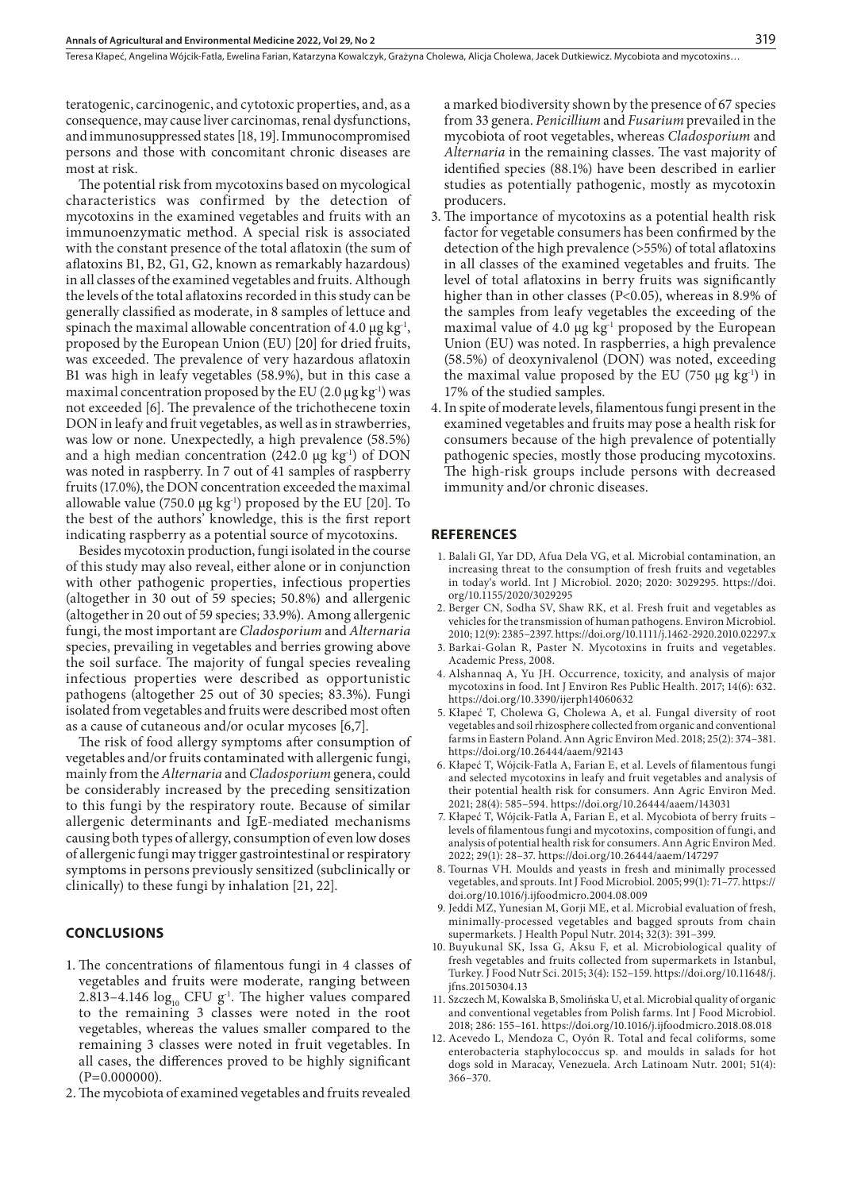teratogenic, carcinogenic, and cytotoxic properties, and, as a consequence, may cause liver carcinomas, renal dysfunctions, and immunosuppressed states [18, 19]. Immunocompromised persons and those with concomitant chronic diseases are most at risk.

The potential risk from mycotoxins based on mycological characteristics was confirmed by the detection of mycotoxins in the examined vegetables and fruits with an immunoenzymatic method. A special risk is associated with the constant presence of the total aflatoxin (the sum of aflatoxins B1, B2, G1, G2, known as remarkably hazardous) in all classes of the examined vegetables and fruits. Although the levels of the total aflatoxins recorded in this study can be generally classified as moderate, in 8 samples of lettuce and spinach the maximal allowable concentration of 4.0 µg kg$^{-1}$, proposed by the European Union (EU) [20] for dried fruits, was exceeded. The prevalence of very hazardous aflatoxin B1 was high in leafy vegetables (58.9%), but in this case a maximal concentration proposed by the EU (2.0 µg kg$^{-1}$) was not exceeded [6]. The prevalence of the trichothecene toxin DON in leafy and fruit vegetables, as well as in strawberries, was low or none. Unexpectedly, a high prevalence (58.5%) and a high median concentration (242.0 µg kg$^{-1}$) of DON was noted in raspberry. In 7 out of 41 samples of raspberry fruits (17.0%), the DON concentration exceeded the maximal allowable value (750.0 µg kg$^{-1}$) proposed by the EU [20]. To the best of the authors' knowledge, this is the first report indicating raspberry as a potential source of mycotoxins.

Besides mycotoxin production, fungi isolated in the course of this study may also reveal, either alone or in conjunction with other pathogenic properties, infectious properties (altogether in 30 out of 59 species; 50.8%) and allergenic (altogether in 20 out of 59 species; 33.9%). Among allergenic fungi, the most important are *Cladosporium* and *Alternaria* species, prevailing in vegetables and berries growing above the soil surface. The majority of fungal species revealing infectious properties were described as opportunistic pathogens (altogether 25 out of 30 species; 83.3%). Fungi isolated from vegetables and fruits were described most often as a cause of cutaneous and/or ocular mycoses [6,7].

The risk of food allergy symptoms after consumption of vegetables and/or fruits contaminated with allergenic fungi, mainly from the *Alternaria* and *Cladosporium* genera, could be considerably increased by the preceding sensitization to this fungi by the respiratory route. Because of similar allergenic determinants and IgE-mediated mechanisms causing both types of allergy, consumption of even low doses of allergenic fungi may trigger gastrointestinal or respiratory symptoms in persons previously sensitized (subclinically or clinically) to these fungi by inhalation [21, 22].

## CONCLUSIONS

1. The concentrations of filamentous fungi in 4 classes of vegetables and fruits were moderate, ranging between 2.813–4.146 $\log_{10}$ CFU g$^{-1}$. The higher values compared to the remaining 3 classes were noted in the root vegetables, whereas the values smaller compared to the remaining 3 classes were noted in fruit vegetables. In all cases, the differences proved to be highly significant (P=0.000000).
2. The mycobiota of examined vegetables and fruits revealed a marked biodiversity shown by the presence of 67 species from 33 genera. *Penicillium* and *Fusarium* prevailed in the mycobiota of root vegetables, whereas *Cladosporium* and *Alternaria* in the remaining classes. The vast majority of identified species (88.1%) have been described in earlier studies as potentially pathogenic, mostly as mycotoxin producers.
3. The importance of mycotoxins as a potential health risk factor for vegetable consumers has been confirmed by the detection of the high prevalence (>55%) of total aflatoxins in all classes of the examined vegetables and fruits. The level of total aflatoxins in berry fruits was significantly higher than in other classes (P<0.05), whereas in 8.9% of the samples from leafy vegetables the exceeding of the maximal value of 4.0 µg kg$^{-1}$ proposed by the European Union (EU) was noted. In raspberries, a high prevalence (58.5%) of deoxynivalenol (DON) was noted, exceeding the maximal value proposed by the EU (750 µg kg$^{-1}$) in 17% of the studied samples.
4. In spite of moderate levels, filamentous fungi present in the examined vegetables and fruits may pose a health risk for consumers because of the high prevalence of potentially pathogenic species, mostly those producing mycotoxins. The high-risk groups include persons with decreased immunity and/or chronic diseases.

## REFERENCES

1. Balali GI, Yar DD, Afua Dela VG, et al. Microbial contamination, an increasing threat to the consumption of fresh fruits and vegetables in today's world. Int J Microbiol. 2020; 2020: 3029295. https://doi.org/10.1155/2020/3029295
2. Berger CN, Sodha SV, Shaw RK, et al. Fresh fruit and vegetables as vehicles for the transmission of human pathogens. Environ Microbiol. 2010; 12(9): 2385–2397. https://doi.org/10.1111/j.1462-2920.2010.02297.x
3. Barkai-Golan R, Paster N. Mycotoxins in fruits and vegetables. Academic Press, 2008.
4. Alshannaq A, Yu JH. Occurrence, toxicity, and analysis of major mycotoxins in food. Int J Environ Res Public Health. 2017; 14(6): 632. https://doi.org/10.3390/ijerph14060632
5. Kłapeć T, Cholewa G, Cholewa A, et al. Fungal diversity of root vegetables and soil rhizosphere collected from organic and conventional farms in Eastern Poland. Ann Agric Environ Med. 2018; 25(2): 374–381. https://doi.org/10.26444/aaem/92143
6. Kłapeć T, Wójcik-Fatla A, Farian E, et al. Levels of filamentous fungi and selected mycotoxins in leafy and fruit vegetables and analysis of their potential health risk for consumers. Ann Agric Environ Med. 2021; 28(4): 585–594. https://doi.org/10.26444/aaem/143031
7. Kłapeć T, Wójcik-Fatla A, Farian E, et al. Mycobiota of berry fruits – levels of filamentous fungi and mycotoxins, composition of fungi, and analysis of potential health risk for consumers. Ann Agric Environ Med. 2022; 29(1): 28–37. https://doi.org/10.26444/aaem/147297
8. Tournas VH. Moulds and yeasts in fresh and minimally processed vegetables, and sprouts. Int J Food Microbiol. 2005; 99(1): 71–77. https://doi.org/10.1016/j.ijfoodmicro.2004.08.009
9. Jeddi MZ, Yunesian M, Gorji ME, et al. Microbial evaluation of fresh, minimally-processed vegetables and bagged sprouts from chain supermarkets. J Health Popul Nutr. 2014; 32(3): 391–399.
10. Buyukunal SK, Issa G, Aksu F, et al. Microbiological quality of fresh vegetables and fruits collected from supermarkets in Istanbul, Turkey. J Food Nutr Sci. 2015; 3(4): 152–159. https://doi.org/10.11648/j.jfns.20150304.13
11. Szczech M, Kowalska B, Smolińska U, et al. Microbial quality of organic and conventional vegetables from Polish farms. Int J Food Microbiol. 2018; 286: 155–161. https://doi.org/10.1016/j.ijfoodmicro.2018.08.018
12. Acevedo L, Mendoza C, Oyón R. Total and fecal coliforms, some enterobacteria staphylococcus sp. and moulds in salads for hot dogs sold in Maracay, Venezuela. Arch Latinoam Nutr. 2001; 51(4): 366–370.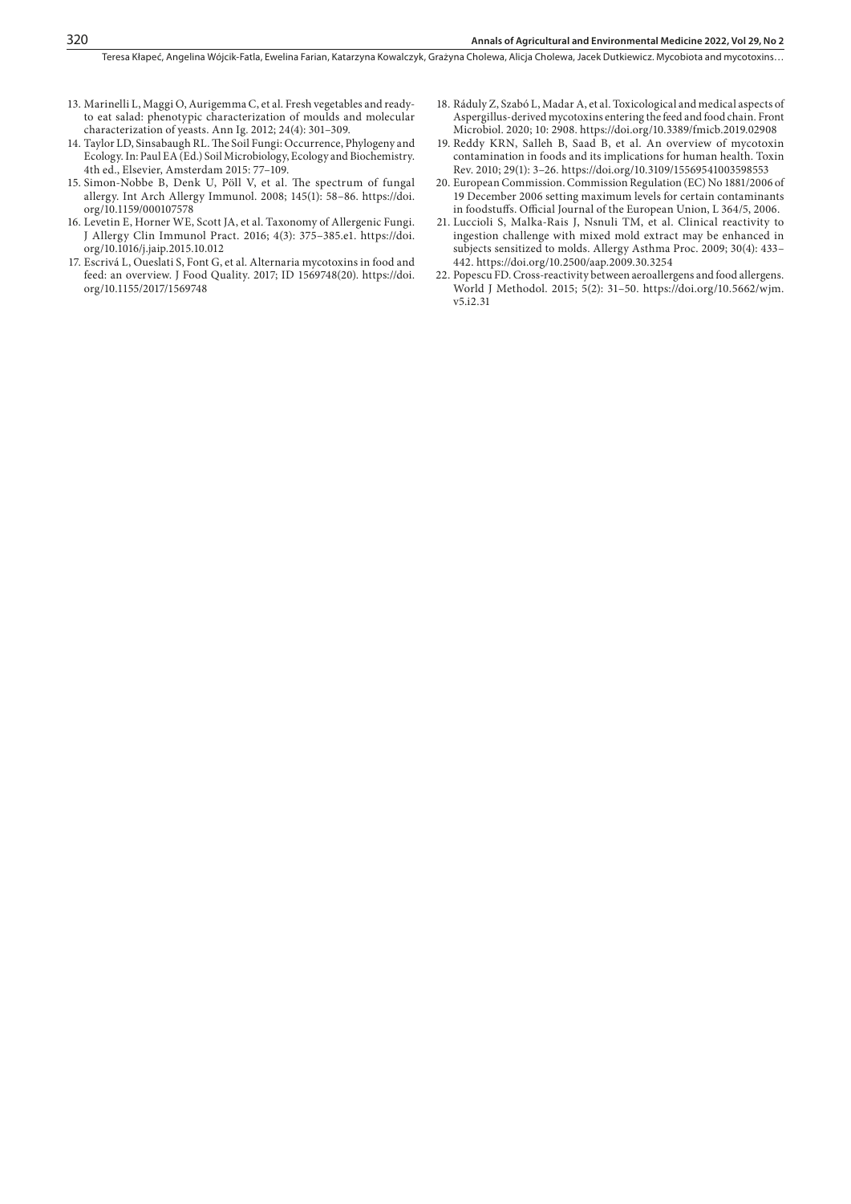13. Marinelli L, Maggi O, Aurigemma C, et al. Fresh vegetables and ready-to eat salad: phenotypic characterization of moulds and molecular characterization of yeasts. Ann Ig. 2012; 24(4): 301–309.
14. Taylor LD, Sinsabaugh RL. The Soil Fungi: Occurrence, Phylogeny and Ecology. In: Paul EA (Ed.) Soil Microbiology, Ecology and Biochemistry. 4th ed., Elsevier, Amsterdam 2015: 77–109.
15. Simon-Nobbe B, Denk U, Pöll V, et al. The spectrum of fungal allergy. Int Arch Allergy Immunol. 2008; 145(1): 58–86. https://doi.org/10.1159/000107578
16. Levetin E, Horner WE, Scott JA, et al. Taxonomy of Allergenic Fungi. J Allergy Clin Immunol Pract. 2016; 4(3): 375–385.e1. https://doi.org/10.1016/j.jaip.2015.10.012
17. Escrivá L, Oueslati S, Font G, et al. Alternaria mycotoxins in food and feed: an overview. J Food Quality. 2017; ID 1569748(20). https://doi.org/10.1155/2017/1569748
18. Ráduly Z, Szabó L, Madar A, et al. Toxicological and medical aspects of Aspergillus-derived mycotoxins entering the feed and food chain. Front Microbiol. 2020; 10: 2908. https://doi.org/10.3389/fmicb.2019.02908
19. Reddy KRN, Salleh B, Saad B, et al. An overview of mycotoxin contamination in foods and its implications for human health. Toxin Rev. 2010; 29(1): 3–26. https://doi.org/10.3109/15569541003598553
20. European Commission. Commission Regulation (EC) No 1881/2006 of 19 December 2006 setting maximum levels for certain contaminants in foodstuffs. Official Journal of the European Union, L 364/5, 2006.
21. Luccioli S, Malka-Rais J, Nsnuli TM, et al. Clinical reactivity to ingestion challenge with mixed mold extract may be enhanced in subjects sensitized to molds. Allergy Asthma Proc. 2009; 30(4): 433–442. https://doi.org/10.2500/aap.2009.30.3254
22. Popescu FD. Cross-reactivity between aeroallergens and food allergens. World J Methodol. 2015; 5(2): 31–50. https://doi.org/10.5662/wjm.v5.i2.31